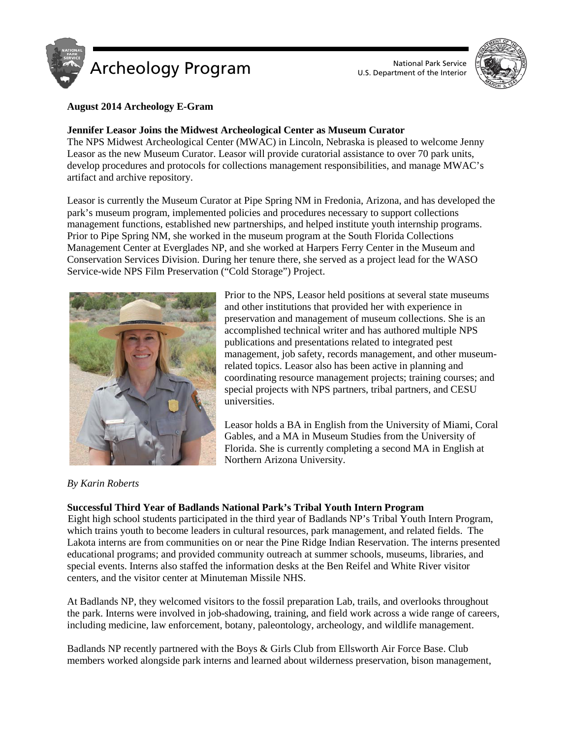# Archeology Program

National Park Service
U.S. Department of the Interior

**August 2014 Archeology E-Gram**

## Jennifer Leasor Joins the Midwest Archeological Center as Museum Curator

The NPS Midwest Archeological Center (MWAC) in Lincoln, Nebraska is pleased to welcome Jenny Leasor as the new Museum Curator. Leasor will provide curatorial assistance to over 70 park units, develop procedures and protocols for collections management responsibilities, and manage MWAC's artifact and archive repository.

Leasor is currently the Museum Curator at Pipe Spring NM in Fredonia, Arizona, and has developed the park's museum program, implemented policies and procedures necessary to support collections management functions, established new partnerships, and helped institute youth internship programs. Prior to Pipe Spring NM, she worked in the museum program at the South Florida Collections Management Center at Everglades NP, and she worked at Harpers Ferry Center in the Museum and Conservation Services Division. During her tenure there, she served as a project lead for the WASO Service-wide NPS Film Preservation ("Cold Storage") Project.

Prior to the NPS, Leasor held positions at several state museums and other institutions that provided her with experience in preservation and management of museum collections. She is an accomplished technical writer and has authored multiple NPS publications and presentations related to integrated pest management, job safety, records management, and other museum-related topics. Leasor also has been active in planning and coordinating resource management projects; training courses; and special projects with NPS partners, tribal partners, and CESU universities.

Leasor holds a BA in English from the University of Miami, Coral Gables, and a MA in Museum Studies from the University of Florida. She is currently completing a second MA in English at Northern Arizona University.

*By Karin Roberts*

## Successful Third Year of Badlands National Park's Tribal Youth Intern Program

Eight high school students participated in the third year of Badlands NP's Tribal Youth Intern Program, which trains youth to become leaders in cultural resources, park management, and related fields. The Lakota interns are from communities on or near the Pine Ridge Indian Reservation. The interns presented educational programs; and provided community outreach at summer schools, museums, libraries, and special events. Interns also staffed the information desks at the Ben Reifel and White River visitor centers, and the visitor center at Minuteman Missile NHS.

At Badlands NP, they welcomed visitors to the fossil preparation Lab, trails, and overlooks throughout the park. Interns were involved in job-shadowing, training, and field work across a wide range of careers, including medicine, law enforcement, botany, paleontology, archeology, and wildlife management.

Badlands NP recently partnered with the Boys & Girls Club from Ellsworth Air Force Base. Club members worked alongside park interns and learned about wilderness preservation, bison management,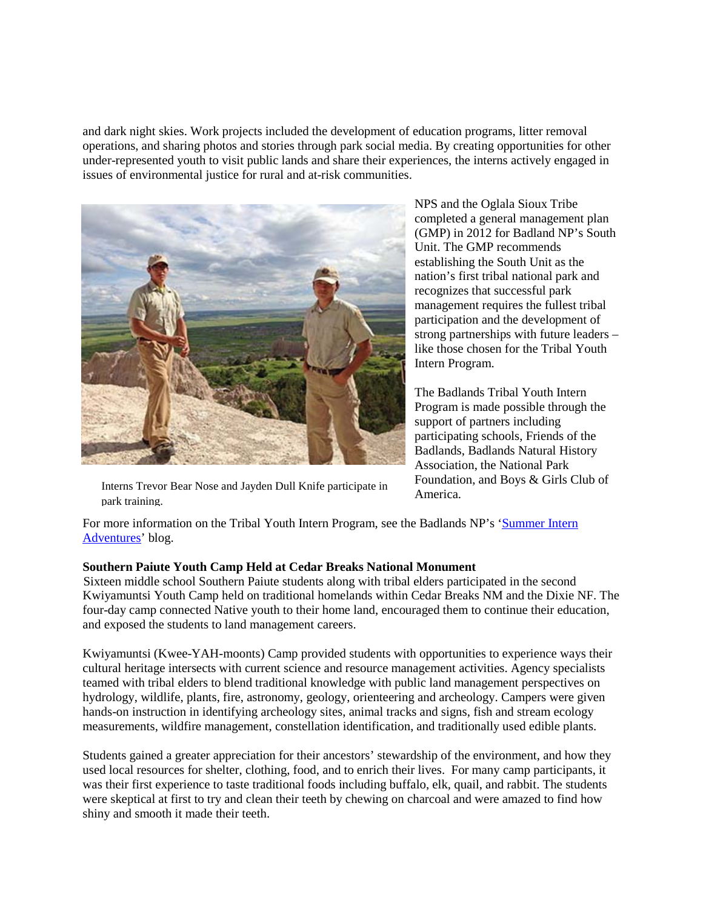and dark night skies. Work projects included the development of education programs, litter removal operations, and sharing photos and stories through park social media. By creating opportunities for other under-represented youth to visit public lands and share their experiences, the interns actively engaged in issues of environmental justice for rural and at-risk communities.

Interns Trevor Bear Nose and Jayden Dull Knife participate in park training.

NPS and the Oglala Sioux Tribe completed a general management plan (GMP) in 2012 for Badland NP's South Unit. The GMP recommends establishing the South Unit as the nation's first tribal national park and recognizes that successful park management requires the fullest tribal participation and the development of strong partnerships with future leaders – like those chosen for the Tribal Youth Intern Program.

The Badlands Tribal Youth Intern Program is made possible through the support of partners including participating schools, Friends of the Badlands, Badlands Natural History Association, the National Park Foundation, and Boys & Girls Club of America.

For more information on the Tribal Youth Intern Program, see the Badlands NP's 'Summer Intern Adventures' blog.

**Southern Paiute Youth Camp Held at Cedar Breaks National Monument**

Sixteen middle school Southern Paiute students along with tribal elders participated in the second Kwiyamuntsi Youth Camp held on traditional homelands within Cedar Breaks NM and the Dixie NF. The four-day camp connected Native youth to their home land, encouraged them to continue their education, and exposed the students to land management careers.

Kwiyamuntsi (Kwee-YAH-moonts) Camp provided students with opportunities to experience ways their cultural heritage intersects with current science and resource management activities. Agency specialists teamed with tribal elders to blend traditional knowledge with public land management perspectives on hydrology, wildlife, plants, fire, astronomy, geology, orienteering and archeology. Campers were given hands-on instruction in identifying archeology sites, animal tracks and signs, fish and stream ecology measurements, wildfire management, constellation identification, and traditionally used edible plants.

Students gained a greater appreciation for their ancestors' stewardship of the environment, and how they used local resources for shelter, clothing, food, and to enrich their lives. For many camp participants, it was their first experience to taste traditional foods including buffalo, elk, quail, and rabbit. The students were skeptical at first to try and clean their teeth by chewing on charcoal and were amazed to find how shiny and smooth it made their teeth.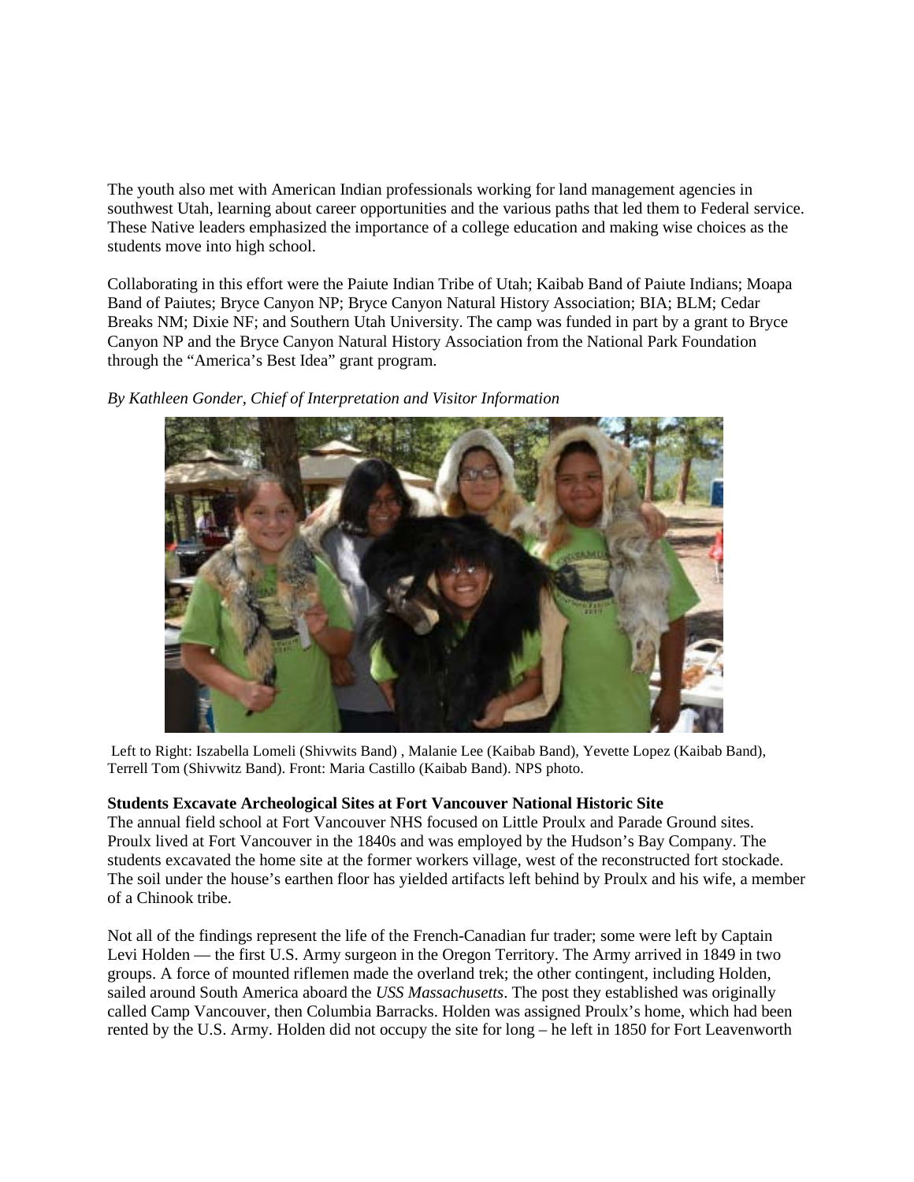The youth also met with American Indian professionals working for land management agencies in southwest Utah, learning about career opportunities and the various paths that led them to Federal service. These Native leaders emphasized the importance of a college education and making wise choices as the students move into high school.

Collaborating in this effort were the Paiute Indian Tribe of Utah; Kaibab Band of Paiute Indians; Moapa Band of Paiutes; Bryce Canyon NP; Bryce Canyon Natural History Association; BIA; BLM; Cedar Breaks NM; Dixie NF; and Southern Utah University. The camp was funded in part by a grant to Bryce Canyon NP and the Bryce Canyon Natural History Association from the National Park Foundation through the "America's Best Idea" grant program.

*By Kathleen Gonder, Chief of Interpretation and Visitor Information*

Left to Right: Iszabella Lomeli (Shivwits Band) , Malanie Lee (Kaibab Band), Yevette Lopez (Kaibab Band), Terrell Tom (Shivwitz Band). Front: Maria Castillo (Kaibab Band). NPS photo.

**Students Excavate Archeological Sites at Fort Vancouver National Historic Site**

The annual field school at Fort Vancouver NHS focused on Little Proulx and Parade Ground sites. Proulx lived at Fort Vancouver in the 1840s and was employed by the Hudson's Bay Company. The students excavated the home site at the former workers village, west of the reconstructed fort stockade. The soil under the house's earthen floor has yielded artifacts left behind by Proulx and his wife, a member of a Chinook tribe.

Not all of the findings represent the life of the French-Canadian fur trader; some were left by Captain Levi Holden — the first U.S. Army surgeon in the Oregon Territory. The Army arrived in 1849 in two groups. A force of mounted riflemen made the overland trek; the other contingent, including Holden, sailed around South America aboard the *USS Massachusetts*. The post they established was originally called Camp Vancouver, then Columbia Barracks. Holden was assigned Proulx's home, which had been rented by the U.S. Army. Holden did not occupy the site for long – he left in 1850 for Fort Leavenworth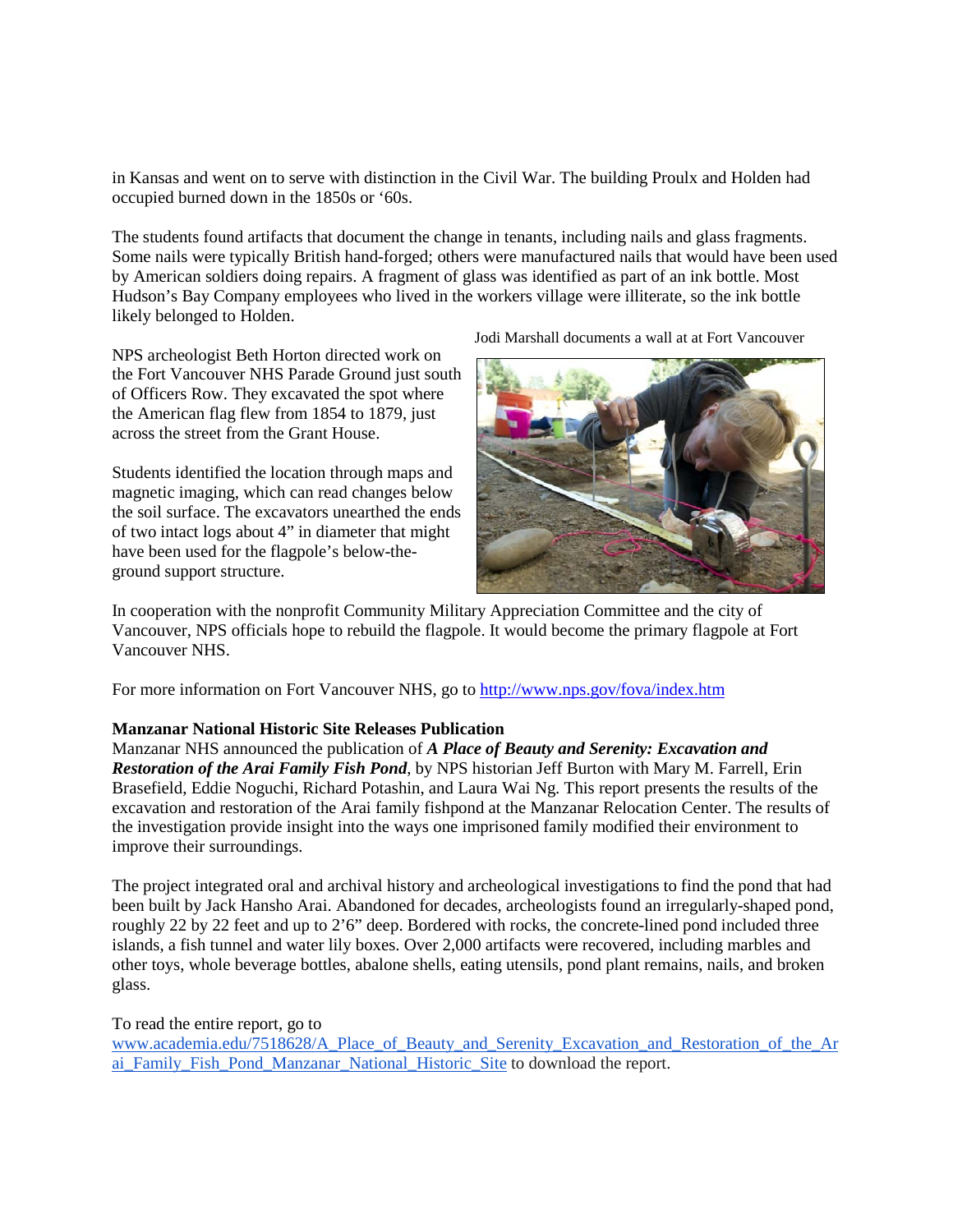in Kansas and went on to serve with distinction in the Civil War. The building Proulx and Holden had occupied burned down in the 1850s or '60s.

The students found artifacts that document the change in tenants, including nails and glass fragments. Some nails were typically British hand-forged; others were manufactured nails that would have been used by American soldiers doing repairs. A fragment of glass was identified as part of an ink bottle. Most Hudson's Bay Company employees who lived in the workers village were illiterate, so the ink bottle likely belonged to Holden.

NPS archeologist Beth Horton directed work on the Fort Vancouver NHS Parade Ground just south of Officers Row. They excavated the spot where the American flag flew from 1854 to 1879, just across the street from the Grant House.

Jodi Marshall documents a wall at at Fort Vancouver

Students identified the location through maps and magnetic imaging, which can read changes below the soil surface. The excavators unearthed the ends of two intact logs about 4" in diameter that might have been used for the flagpole's below-the-ground support structure.

In cooperation with the nonprofit Community Military Appreciation Committee and the city of Vancouver, NPS officials hope to rebuild the flagpole. It would become the primary flagpole at Fort Vancouver NHS.

For more information on Fort Vancouver NHS, go to [http://www.nps.gov/fova/index.htm](http://www.nps.gov/fova/index.htm)

**Manzanar National Historic Site Releases Publication**

Manzanar NHS announced the publication of ***A Place of Beauty and Serenity: Excavation and Restoration of the Arai Family Fish Pond***, by NPS historian Jeff Burton with Mary M. Farrell, Erin Brasefield, Eddie Noguchi, Richard Potashin, and Laura Wai Ng. This report presents the results of the excavation and restoration of the Arai family fishpond at the Manzanar Relocation Center. The results of the investigation provide insight into the ways one imprisoned family modified their environment to improve their surroundings.

The project integrated oral and archival history and archeological investigations to find the pond that had been built by Jack Hansho Arai. Abandoned for decades, archeologists found an irregularly-shaped pond, roughly 22 by 22 feet and up to 2'6" deep. Bordered with rocks, the concrete-lined pond included three islands, a fish tunnel and water lily boxes. Over 2,000 artifacts were recovered, including marbles and other toys, whole beverage bottles, abalone shells, eating utensils, pond plant remains, nails, and broken glass.

To read the entire report, go to [www.academia.edu/7518628/A_Place_of_Beauty_and_Serenity_Excavation_and_Restoration_of_the_Arai_Family_Fish_Pond_Manzanar_National_Historic_Site](www.academia.edu/7518628/A_Place_of_Beauty_and_Serenity_Excavation_and_Restoration_of_the_Arai_Family_Fish_Pond_Manzanar_National_Historic_Site) to download the report.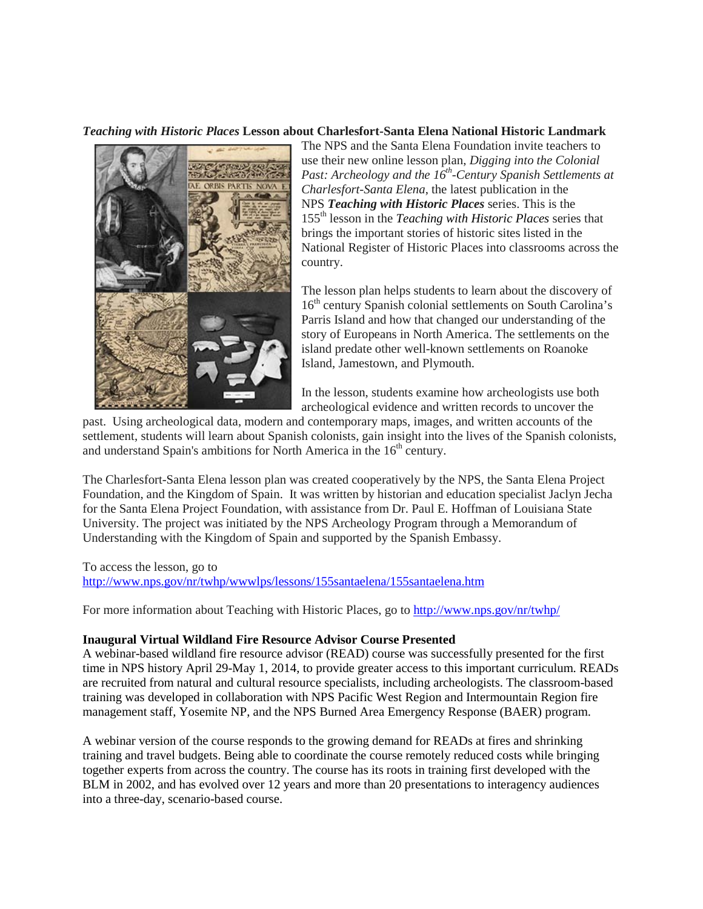### *Teaching with Historic Places* Lesson about Charlesfort-Santa Elena National Historic Landmark

The NPS and the Santa Elena Foundation invite teachers to use their new online lesson plan, *Digging into the Colonial Past: Archeology and the 16th-Century Spanish Settlements at Charlesfort-Santa Elena*, the latest publication in the NPS ***Teaching with Historic Places*** series. This is the 155th lesson in the *Teaching with Historic Places* series that brings the important stories of historic sites listed in the National Register of Historic Places into classrooms across the country.

The lesson plan helps students to learn about the discovery of 16th century Spanish colonial settlements on South Carolina's Parris Island and how that changed our understanding of the story of Europeans in North America. The settlements on the island predate other well-known settlements on Roanoke Island, Jamestown, and Plymouth.

In the lesson, students examine how archeologists use both archeological evidence and written records to uncover the past. Using archeological data, modern and contemporary maps, images, and written accounts of the settlement, students will learn about Spanish colonists, gain insight into the lives of the Spanish colonists, and understand Spain's ambitions for North America in the 16th century.

The Charlesfort-Santa Elena lesson plan was created cooperatively by the NPS, the Santa Elena Project Foundation, and the Kingdom of Spain. It was written by historian and education specialist Jaclyn Jecha for the Santa Elena Project Foundation, with assistance from Dr. Paul E. Hoffman of Louisiana State University. The project was initiated by the NPS Archeology Program through a Memorandum of Understanding with the Kingdom of Spain and supported by the Spanish Embassy.

To access the lesson, go to
http://www.nps.gov/nr/twhp/wwwlps/lessons/155santaelena/155santaelena.htm

For more information about Teaching with Historic Places, go to http://www.nps.gov/nr/twhp/

### Inaugural Virtual Wildland Fire Resource Advisor Course Presented

A webinar-based wildland fire resource advisor (READ) course was successfully presented for the first time in NPS history April 29-May 1, 2014, to provide greater access to this important curriculum. READs are recruited from natural and cultural resource specialists, including archeologists. The classroom-based training was developed in collaboration with NPS Pacific West Region and Intermountain Region fire management staff, Yosemite NP, and the NPS Burned Area Emergency Response (BAER) program.

A webinar version of the course responds to the growing demand for READs at fires and shrinking training and travel budgets. Being able to coordinate the course remotely reduced costs while bringing together experts from across the country. The course has its roots in training first developed with the BLM in 2002, and has evolved over 12 years and more than 20 presentations to interagency audiences into a three-day, scenario-based course.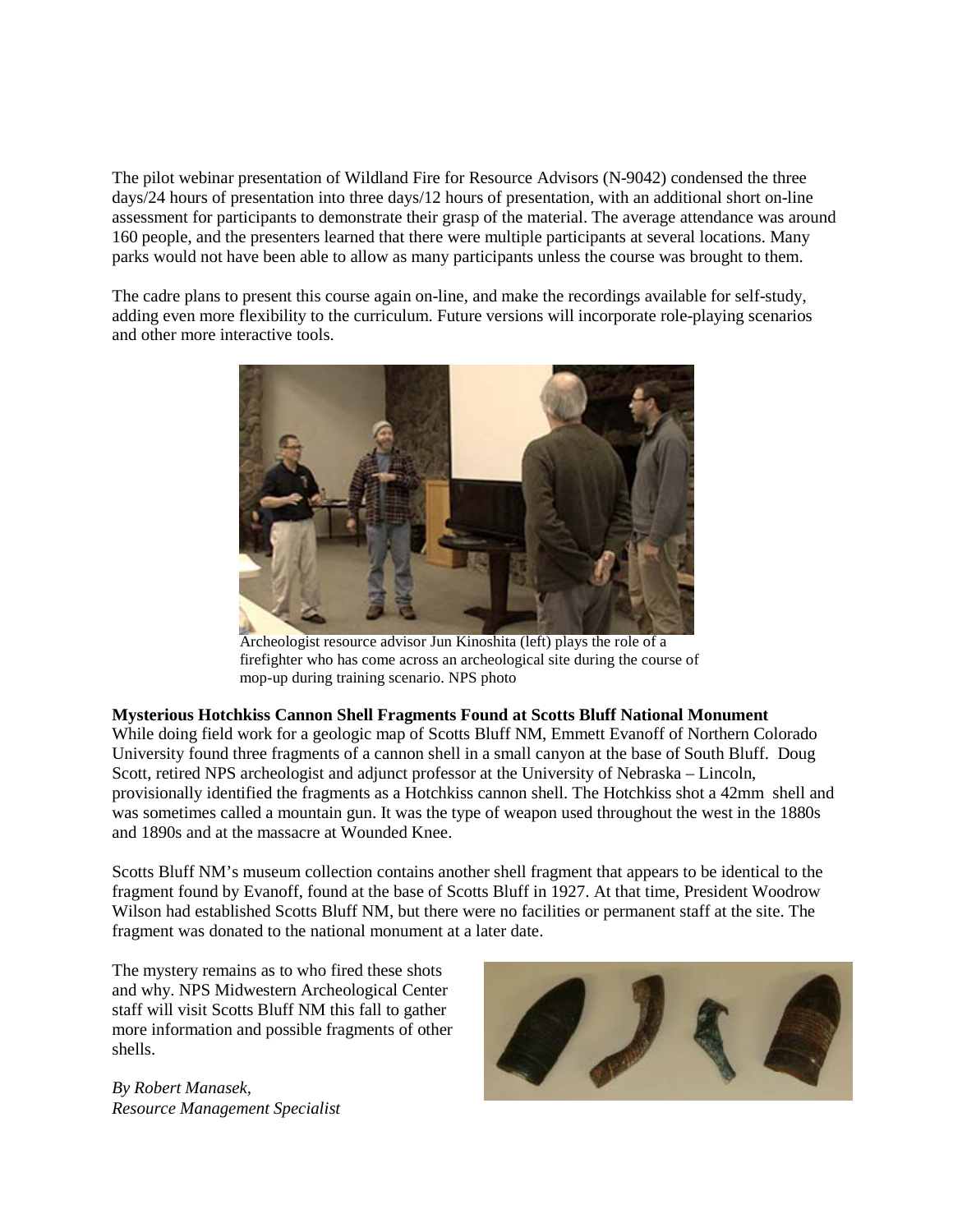The pilot webinar presentation of Wildland Fire for Resource Advisors (N-9042) condensed the three days/24 hours of presentation into three days/12 hours of presentation, with an additional short on-line assessment for participants to demonstrate their grasp of the material. The average attendance was around 160 people, and the presenters learned that there were multiple participants at several locations. Many parks would not have been able to allow as many participants unless the course was brought to them.

The cadre plans to present this course again on-line, and make the recordings available for self-study, adding even more flexibility to the curriculum. Future versions will incorporate role-playing scenarios and other more interactive tools.

Archeologist resource advisor Jun Kinoshita (left) plays the role of a firefighter who has come across an archeological site during the course of mop-up during training scenario. NPS photo

**Mysterious Hotchkiss Cannon Shell Fragments Found at Scotts Bluff National Monument**

While doing field work for a geologic map of Scotts Bluff NM, Emmett Evanoff of Northern Colorado University found three fragments of a cannon shell in a small canyon at the base of South Bluff. Doug Scott, retired NPS archeologist and adjunct professor at the University of Nebraska – Lincoln, provisionally identified the fragments as a Hotchkiss cannon shell. The Hotchkiss shot a 42mm shell and was sometimes called a mountain gun. It was the type of weapon used throughout the west in the 1880s and 1890s and at the massacre at Wounded Knee.

Scotts Bluff NM's museum collection contains another shell fragment that appears to be identical to the fragment found by Evanoff, found at the base of Scotts Bluff in 1927. At that time, President Woodrow Wilson had established Scotts Bluff NM, but there were no facilities or permanent staff at the site. The fragment was donated to the national monument at a later date.

The mystery remains as to who fired these shots and why. NPS Midwestern Archeological Center staff will visit Scotts Bluff NM this fall to gather more information and possible fragments of other shells.

*By Robert Manasek,*
*Resource Management Specialist*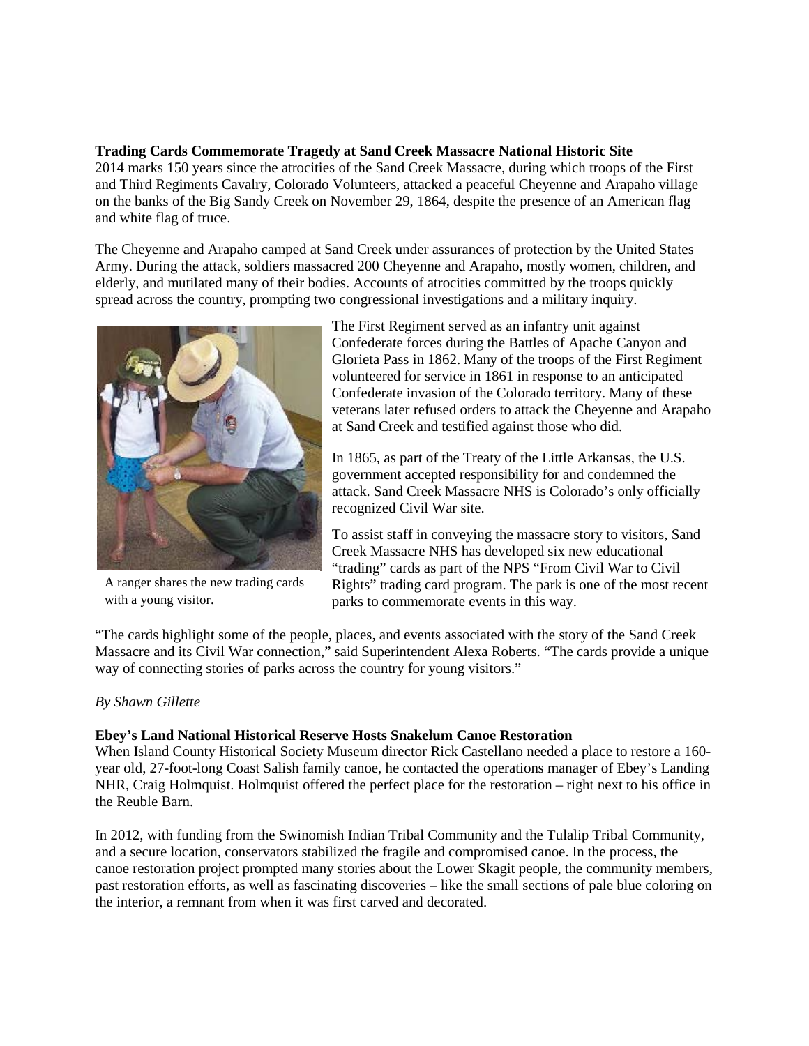**Trading Cards Commemorate Tragedy at Sand Creek Massacre National Historic Site**

2014 marks 150 years since the atrocities of the Sand Creek Massacre, during which troops of the First and Third Regiments Cavalry, Colorado Volunteers, attacked a peaceful Cheyenne and Arapaho village on the banks of the Big Sandy Creek on November 29, 1864, despite the presence of an American flag and white flag of truce.

The Cheyenne and Arapaho camped at Sand Creek under assurances of protection by the United States Army. During the attack, soldiers massacred 200 Cheyenne and Arapaho, mostly women, children, and elderly, and mutilated many of their bodies. Accounts of atrocities committed by the troops quickly spread across the country, prompting two congressional investigations and a military inquiry.

A ranger shares the new trading cards with a young visitor.

The First Regiment served as an infantry unit against Confederate forces during the Battles of Apache Canyon and Glorieta Pass in 1862. Many of the troops of the First Regiment volunteered for service in 1861 in response to an anticipated Confederate invasion of the Colorado territory. Many of these veterans later refused orders to attack the Cheyenne and Arapaho at Sand Creek and testified against those who did.

In 1865, as part of the Treaty of the Little Arkansas, the U.S. government accepted responsibility for and condemned the attack. Sand Creek Massacre NHS is Colorado's only officially recognized Civil War site.

To assist staff in conveying the massacre story to visitors, Sand Creek Massacre NHS has developed six new educational "trading" cards as part of the NPS "From Civil War to Civil Rights" trading card program. The park is one of the most recent parks to commemorate events in this way.

"The cards highlight some of the people, places, and events associated with the story of the Sand Creek Massacre and its Civil War connection," said Superintendent Alexa Roberts. "The cards provide a unique way of connecting stories of parks across the country for young visitors."

*By Shawn Gillette*

**Ebey's Land National Historical Reserve Hosts Snakelum Canoe Restoration**

When Island County Historical Society Museum director Rick Castellano needed a place to restore a 160-year old, 27-foot-long Coast Salish family canoe, he contacted the operations manager of Ebey's Landing NHR, Craig Holmquist. Holmquist offered the perfect place for the restoration – right next to his office in the Reuble Barn.

In 2012, with funding from the Swinomish Indian Tribal Community and the Tulalip Tribal Community, and a secure location, conservators stabilized the fragile and compromised canoe. In the process, the canoe restoration project prompted many stories about the Lower Skagit people, the community members, past restoration efforts, as well as fascinating discoveries – like the small sections of pale blue coloring on the interior, a remnant from when it was first carved and decorated.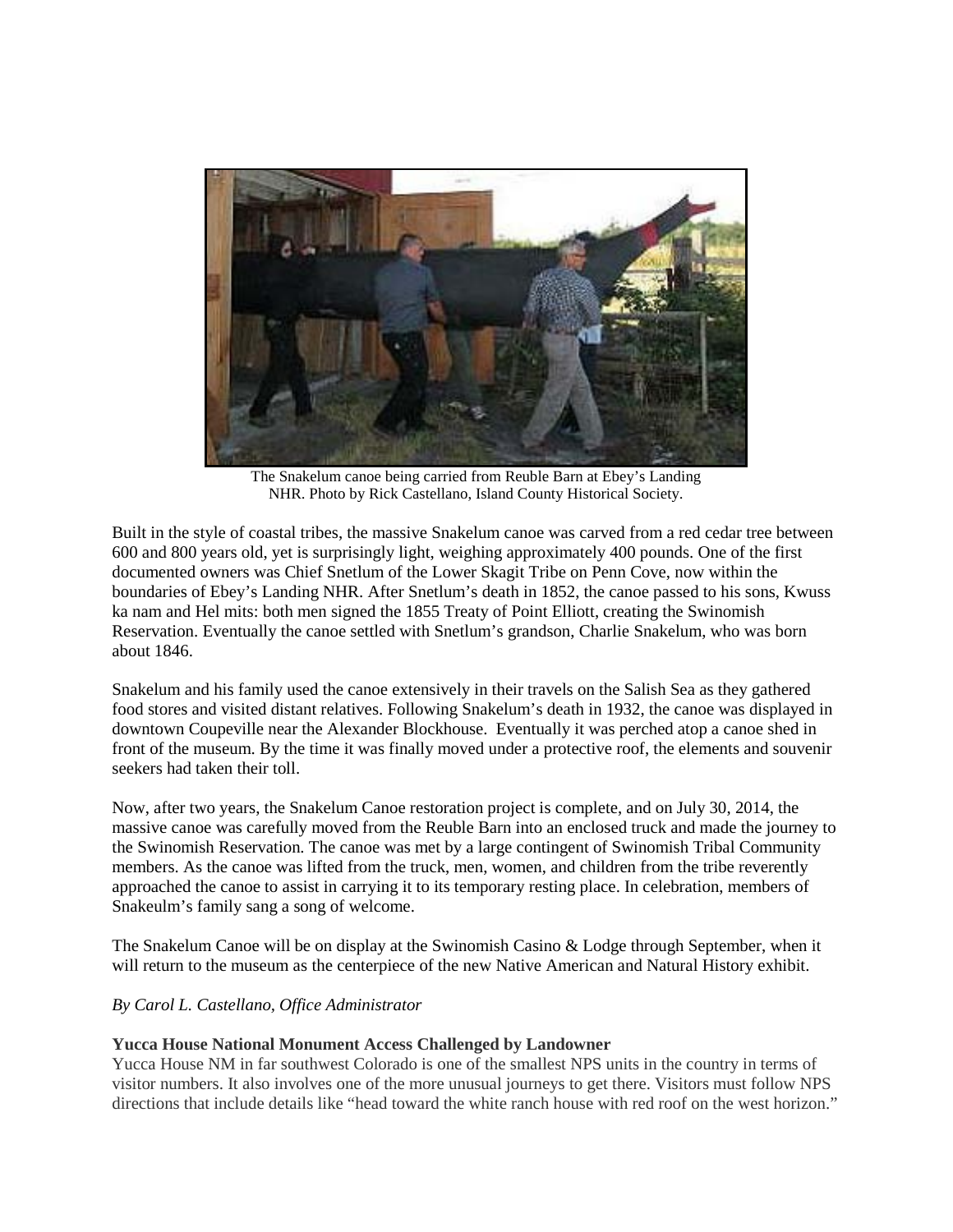The Snakelum canoe being carried from Reuble Barn at Ebey's Landing NHR. Photo by Rick Castellano, Island County Historical Society.

Built in the style of coastal tribes, the massive Snakelum canoe was carved from a red cedar tree between 600 and 800 years old, yet is surprisingly light, weighing approximately 400 pounds. One of the first documented owners was Chief Snetlum of the Lower Skagit Tribe on Penn Cove, now within the boundaries of Ebey's Landing NHR. After Snetlum's death in 1852, the canoe passed to his sons, Kwuss ka nam and Hel mits: both men signed the 1855 Treaty of Point Elliott, creating the Swinomish Reservation. Eventually the canoe settled with Snetlum's grandson, Charlie Snakelum, who was born about 1846.

Snakelum and his family used the canoe extensively in their travels on the Salish Sea as they gathered food stores and visited distant relatives. Following Snakelum's death in 1932, the canoe was displayed in downtown Coupeville near the Alexander Blockhouse. Eventually it was perched atop a canoe shed in front of the museum. By the time it was finally moved under a protective roof, the elements and souvenir seekers had taken their toll.

Now, after two years, the Snakelum Canoe restoration project is complete, and on July 30, 2014, the massive canoe was carefully moved from the Reuble Barn into an enclosed truck and made the journey to the Swinomish Reservation. The canoe was met by a large contingent of Swinomish Tribal Community members. As the canoe was lifted from the truck, men, women, and children from the tribe reverently approached the canoe to assist in carrying it to its temporary resting place. In celebration, members of Snakeulm's family sang a song of welcome.

The Snakelum Canoe will be on display at the Swinomish Casino & Lodge through September, when it will return to the museum as the centerpiece of the new Native American and Natural History exhibit.

*By Carol L. Castellano, Office Administrator*

**Yucca House National Monument Access Challenged by Landowner**

Yucca House NM in far southwest Colorado is one of the smallest NPS units in the country in terms of visitor numbers. It also involves one of the more unusual journeys to get there. Visitors must follow NPS directions that include details like "head toward the white ranch house with red roof on the west horizon."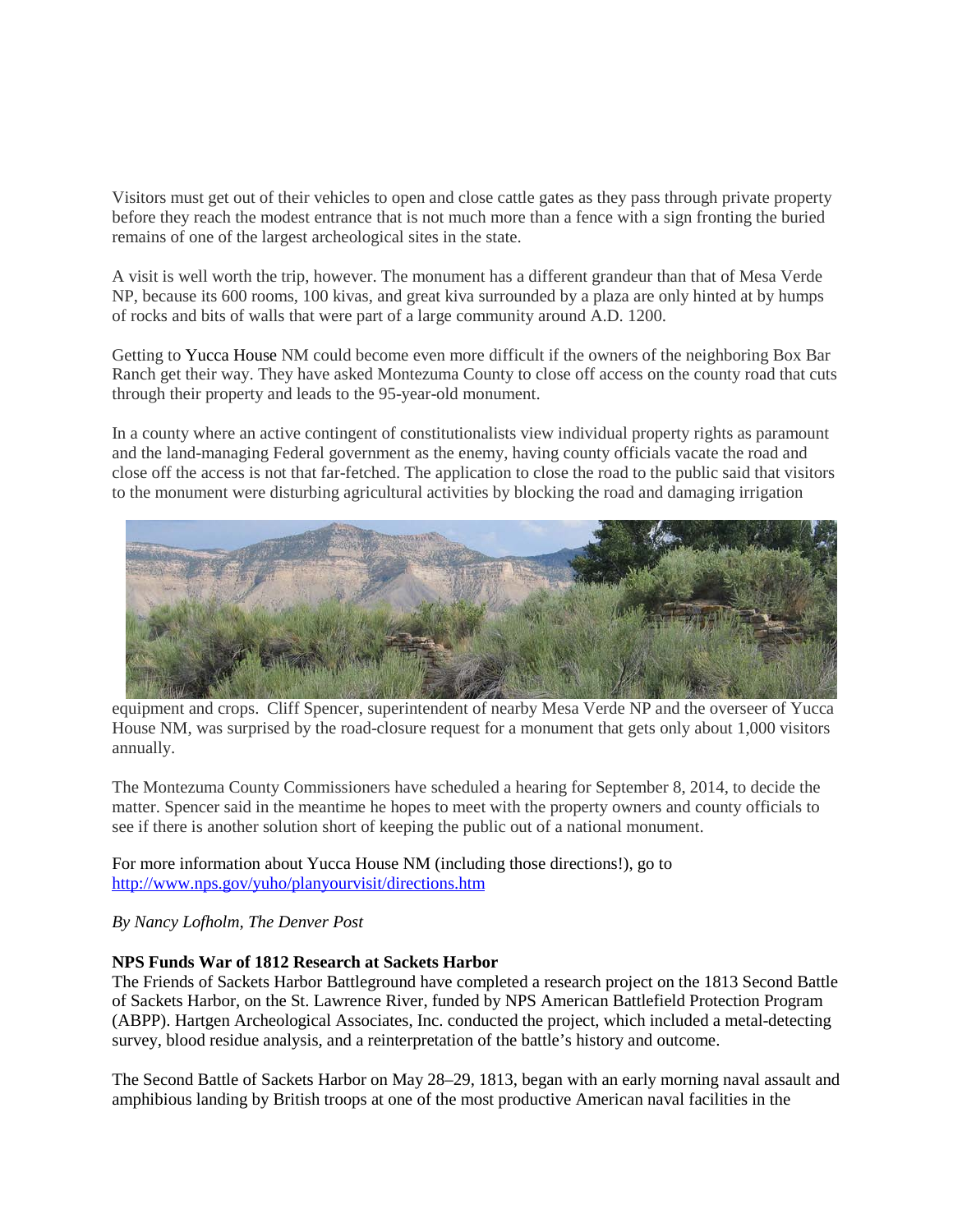Visitors must get out of their vehicles to open and close cattle gates as they pass through private property before they reach the modest entrance that is not much more than a fence with a sign fronting the buried remains of one of the largest archeological sites in the state.

A visit is well worth the trip, however. The monument has a different grandeur than that of Mesa Verde NP, because its 600 rooms, 100 kivas, and great kiva surrounded by a plaza are only hinted at by humps of rocks and bits of walls that were part of a large community around A.D. 1200.

Getting to Yucca House NM could become even more difficult if the owners of the neighboring Box Bar Ranch get their way. They have asked Montezuma County to close off access on the county road that cuts through their property and leads to the 95-year-old monument.

In a county where an active contingent of constitutionalists view individual property rights as paramount and the land-managing Federal government as the enemy, having county officials vacate the road and close off the access is not that far-fetched. The application to close the road to the public said that visitors to the monument were disturbing agricultural activities by blocking the road and damaging irrigation equipment and crops. Cliff Spencer, superintendent of nearby Mesa Verde NP and the overseer of Yucca House NM, was surprised by the road-closure request for a monument that gets only about 1,000 visitors annually.

The Montezuma County Commissioners have scheduled a hearing for September 8, 2014, to decide the matter. Spencer said in the meantime he hopes to meet with the property owners and county officials to see if there is another solution short of keeping the public out of a national monument.

For more information about Yucca House NM (including those directions!), go to http://www.nps.gov/yuho/planyourvisit/directions.htm

*By Nancy Lofholm, The Denver Post*

**NPS Funds War of 1812 Research at Sackets Harbor**

The Friends of Sackets Harbor Battleground have completed a research project on the 1813 Second Battle of Sackets Harbor, on the St. Lawrence River, funded by NPS American Battlefield Protection Program (ABPP). Hartgen Archeological Associates, Inc. conducted the project, which included a metal-detecting survey, blood residue analysis, and a reinterpretation of the battle's history and outcome.

The Second Battle of Sackets Harbor on May 28–29, 1813, began with an early morning naval assault and amphibious landing by British troops at one of the most productive American naval facilities in the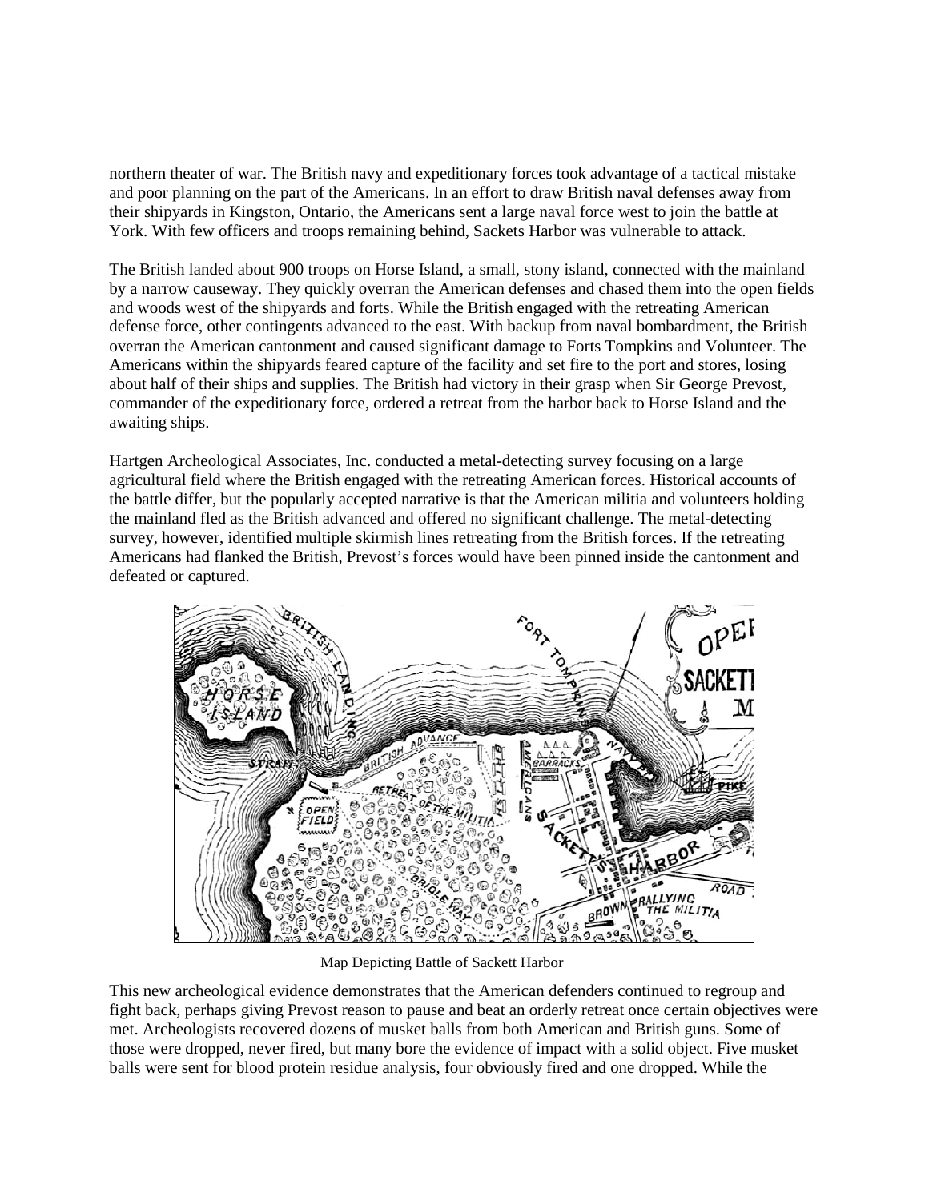northern theater of war. The British navy and expeditionary forces took advantage of a tactical mistake and poor planning on the part of the Americans. In an effort to draw British naval defenses away from their shipyards in Kingston, Ontario, the Americans sent a large naval force west to join the battle at York. With few officers and troops remaining behind, Sackets Harbor was vulnerable to attack.

The British landed about 900 troops on Horse Island, a small, stony island, connected with the mainland by a narrow causeway. They quickly overran the American defenses and chased them into the open fields and woods west of the shipyards and forts. While the British engaged with the retreating American defense force, other contingents advanced to the east. With backup from naval bombardment, the British overran the American cantonment and caused significant damage to Forts Tompkins and Volunteer. The Americans within the shipyards feared capture of the facility and set fire to the port and stores, losing about half of their ships and supplies. The British had victory in their grasp when Sir George Prevost, commander of the expeditionary force, ordered a retreat from the harbor back to Horse Island and the awaiting ships.

Hartgen Archeological Associates, Inc. conducted a metal-detecting survey focusing on a large agricultural field where the British engaged with the retreating American forces. Historical accounts of the battle differ, but the popularly accepted narrative is that the American militia and volunteers holding the mainland fled as the British advanced and offered no significant challenge. The metal-detecting survey, however, identified multiple skirmish lines retreating from the British forces. If the retreating Americans had flanked the British, Prevost's forces would have been pinned inside the cantonment and defeated or captured.

Map Depicting Battle of Sackett Harbor

This new archeological evidence demonstrates that the American defenders continued to regroup and fight back, perhaps giving Prevost reason to pause and beat an orderly retreat once certain objectives were met. Archeologists recovered dozens of musket balls from both American and British guns. Some of those were dropped, never fired, but many bore the evidence of impact with a solid object. Five musket balls were sent for blood protein residue analysis, four obviously fired and one dropped. While the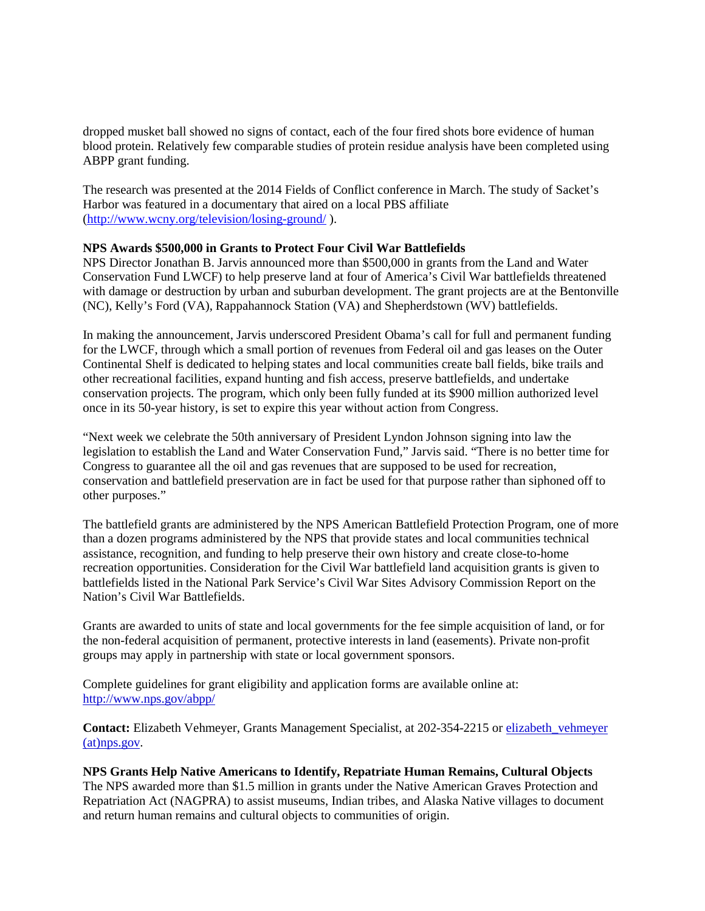dropped musket ball showed no signs of contact, each of the four fired shots bore evidence of human blood protein. Relatively few comparable studies of protein residue analysis have been completed using ABPP grant funding.

The research was presented at the 2014 Fields of Conflict conference in March. The study of Sacket's Harbor was featured in a documentary that aired on a local PBS affiliate (http://www.wcny.org/television/losing-ground/ ).

**NPS Awards $500,000 in Grants to Protect Four Civil War Battlefields**
NPS Director Jonathan B. Jarvis announced more than $500,000 in grants from the Land and Water Conservation Fund LWCF) to help preserve land at four of America's Civil War battlefields threatened with damage or destruction by urban and suburban development. The grant projects are at the Bentonville (NC), Kelly's Ford (VA), Rappahannock Station (VA) and Shepherdstown (WV) battlefields.

In making the announcement, Jarvis underscored President Obama's call for full and permanent funding for the LWCF, through which a small portion of revenues from Federal oil and gas leases on the Outer Continental Shelf is dedicated to helping states and local communities create ball fields, bike trails and other recreational facilities, expand hunting and fish access, preserve battlefields, and undertake conservation projects. The program, which only been fully funded at its $900 million authorized level once in its 50-year history, is set to expire this year without action from Congress.

"Next week we celebrate the 50th anniversary of President Lyndon Johnson signing into law the legislation to establish the Land and Water Conservation Fund," Jarvis said. "There is no better time for Congress to guarantee all the oil and gas revenues that are supposed to be used for recreation, conservation and battlefield preservation are in fact be used for that purpose rather than siphoned off to other purposes."

The battlefield grants are administered by the NPS American Battlefield Protection Program, one of more than a dozen programs administered by the NPS that provide states and local communities technical assistance, recognition, and funding to help preserve their own history and create close-to-home recreation opportunities. Consideration for the Civil War battlefield land acquisition grants is given to battlefields listed in the National Park Service's Civil War Sites Advisory Commission Report on the Nation's Civil War Battlefields.

Grants are awarded to units of state and local governments for the fee simple acquisition of land, or for the non-federal acquisition of permanent, protective interests in land (easements). Private non-profit groups may apply in partnership with state or local government sponsors.

Complete guidelines for grant eligibility and application forms are available online at: http://www.nps.gov/abpp/

**Contact:** Elizabeth Vehmeyer, Grants Management Specialist, at 202-354-2215 or elizabeth_vehmeyer (at)nps.gov.

**NPS Grants Help Native Americans to Identify, Repatriate Human Remains, Cultural Objects**
The NPS awarded more than $1.5 million in grants under the Native American Graves Protection and Repatriation Act (NAGPRA) to assist museums, Indian tribes, and Alaska Native villages to document and return human remains and cultural objects to communities of origin.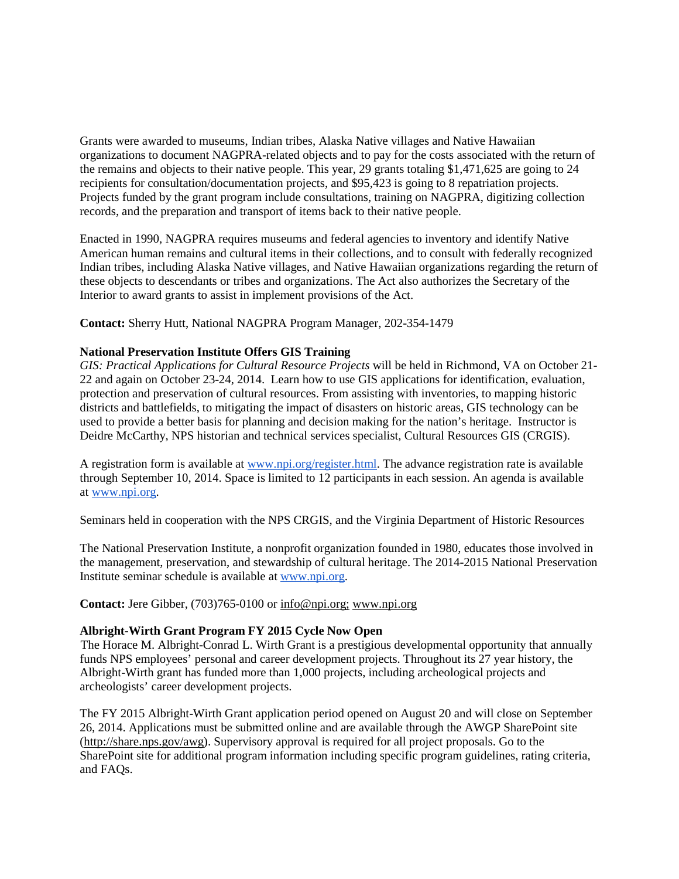Grants were awarded to museums, Indian tribes, Alaska Native villages and Native Hawaiian organizations to document NAGPRA-related objects and to pay for the costs associated with the return of the remains and objects to their native people. This year, 29 grants totaling $1,471,625 are going to 24 recipients for consultation/documentation projects, and $95,423 is going to 8 repatriation projects. Projects funded by the grant program include consultations, training on NAGPRA, digitizing collection records, and the preparation and transport of items back to their native people.

Enacted in 1990, NAGPRA requires museums and federal agencies to inventory and identify Native American human remains and cultural items in their collections, and to consult with federally recognized Indian tribes, including Alaska Native villages, and Native Hawaiian organizations regarding the return of these objects to descendants or tribes and organizations. The Act also authorizes the Secretary of the Interior to award grants to assist in implement provisions of the Act.

**Contact:** Sherry Hutt, National NAGPRA Program Manager, 202-354-1479

**National Preservation Institute Offers GIS Training**

*GIS: Practical Applications for Cultural Resource Projects* will be held in Richmond, VA on October 21-22 and again on October 23-24, 2014. Learn how to use GIS applications for identification, evaluation, protection and preservation of cultural resources. From assisting with inventories, to mapping historic districts and battlefields, to mitigating the impact of disasters on historic areas, GIS technology can be used to provide a better basis for planning and decision making for the nation's heritage. Instructor is Deidre McCarthy, NPS historian and technical services specialist, Cultural Resources GIS (CRGIS).

A registration form is available at www.npi.org/register.html. The advance registration rate is available through September 10, 2014. Space is limited to 12 participants in each session. An agenda is available at www.npi.org.

Seminars held in cooperation with the NPS CRGIS, and the Virginia Department of Historic Resources

The National Preservation Institute, a nonprofit organization founded in 1980, educates those involved in the management, preservation, and stewardship of cultural heritage. The 2014-2015 National Preservation Institute seminar schedule is available at www.npi.org.

**Contact:** Jere Gibber, (703)765-0100 or info@npi.org; www.npi.org

**Albright-Wirth Grant Program FY 2015 Cycle Now Open**

The Horace M. Albright-Conrad L. Wirth Grant is a prestigious developmental opportunity that annually funds NPS employees' personal and career development projects. Throughout its 27 year history, the Albright-Wirth grant has funded more than 1,000 projects, including archeological projects and archeologists' career development projects.

The FY 2015 Albright-Wirth Grant application period opened on August 20 and will close on September 26, 2014. Applications must be submitted online and are available through the AWGP SharePoint site (http://share.nps.gov/awg). Supervisory approval is required for all project proposals. Go to the SharePoint site for additional program information including specific program guidelines, rating criteria, and FAQs.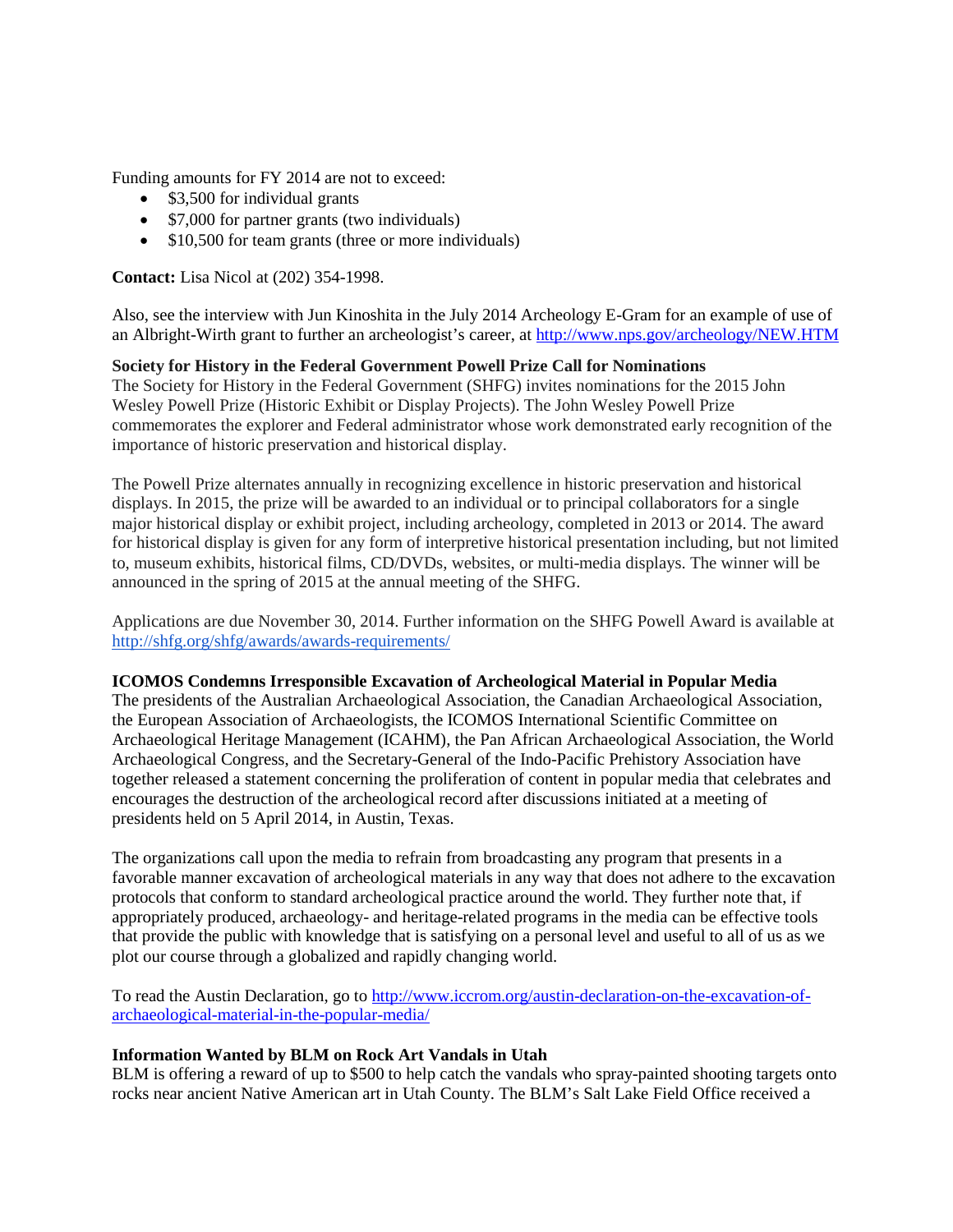Funding amounts for FY 2014 are not to exceed:

- $3,500 for individual grants
- $7,000 for partner grants (two individuals)
- $10,500 for team grants (three or more individuals)

**Contact:** Lisa Nicol at (202) 354-1998.

Also, see the interview with Jun Kinoshita in the July 2014 Archeology E-Gram for an example of use of an Albright-Wirth grant to further an archeologist's career, at http://www.nps.gov/archeology/NEW.HTM

**Society for History in the Federal Government Powell Prize Call for Nominations**
The Society for History in the Federal Government (SHFG) invites nominations for the 2015 John Wesley Powell Prize (Historic Exhibit or Display Projects). The John Wesley Powell Prize commemorates the explorer and Federal administrator whose work demonstrated early recognition of the importance of historic preservation and historical display.

The Powell Prize alternates annually in recognizing excellence in historic preservation and historical displays. In 2015, the prize will be awarded to an individual or to principal collaborators for a single major historical display or exhibit project, including archeology, completed in 2013 or 2014. The award for historical display is given for any form of interpretive historical presentation including, but not limited to, museum exhibits, historical films, CD/DVDs, websites, or multi-media displays. The winner will be announced in the spring of 2015 at the annual meeting of the SHFG.

Applications are due November 30, 2014. Further information on the SHFG Powell Award is available at http://shfg.org/shfg/awards/awards-requirements/

**ICOMOS Condemns Irresponsible Excavation of Archeological Material in Popular Media**
The presidents of the Australian Archaeological Association, the Canadian Archaeological Association, the European Association of Archaeologists, the ICOMOS International Scientific Committee on Archaeological Heritage Management (ICAHM), the Pan African Archaeological Association, the World Archaeological Congress, and the Secretary-General of the Indo-Pacific Prehistory Association have together released a statement concerning the proliferation of content in popular media that celebrates and encourages the destruction of the archeological record after discussions initiated at a meeting of presidents held on 5 April 2014, in Austin, Texas.

The organizations call upon the media to refrain from broadcasting any program that presents in a favorable manner excavation of archeological materials in any way that does not adhere to the excavation protocols that conform to standard archeological practice around the world. They further note that, if appropriately produced, archaeology- and heritage-related programs in the media can be effective tools that provide the public with knowledge that is satisfying on a personal level and useful to all of us as we plot our course through a globalized and rapidly changing world.

To read the Austin Declaration, go to http://www.iccrom.org/austin-declaration-on-the-excavation-of-archaeological-material-in-the-popular-media/

**Information Wanted by BLM on Rock Art Vandals in Utah**
BLM is offering a reward of up to $500 to help catch the vandals who spray-painted shooting targets onto rocks near ancient Native American art in Utah County. The BLM's Salt Lake Field Office received a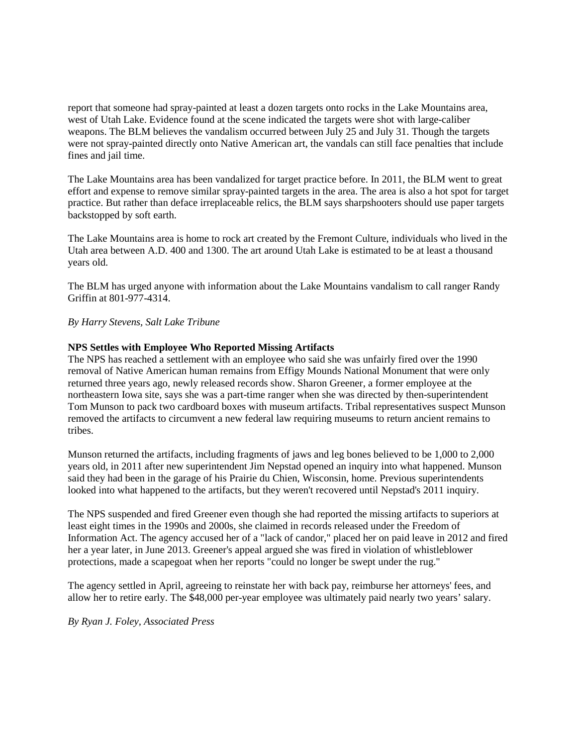report that someone had spray-painted at least a dozen targets onto rocks in the Lake Mountains area, west of Utah Lake. Evidence found at the scene indicated the targets were shot with large-caliber weapons. The BLM believes the vandalism occurred between July 25 and July 31. Though the targets were not spray-painted directly onto Native American art, the vandals can still face penalties that include fines and jail time.

The Lake Mountains area has been vandalized for target practice before. In 2011, the BLM went to great effort and expense to remove similar spray-painted targets in the area. The area is also a hot spot for target practice. But rather than deface irreplaceable relics, the BLM says sharpshooters should use paper targets backstopped by soft earth.

The Lake Mountains area is home to rock art created by the Fremont Culture, individuals who lived in the Utah area between A.D. 400 and 1300. The art around Utah Lake is estimated to be at least a thousand years old.

The BLM has urged anyone with information about the Lake Mountains vandalism to call ranger Randy Griffin at 801-977-4314.

*By Harry Stevens, Salt Lake Tribune*

**NPS Settles with Employee Who Reported Missing Artifacts**

The NPS has reached a settlement with an employee who said she was unfairly fired over the 1990 removal of Native American human remains from Effigy Mounds National Monument that were only returned three years ago, newly released records show. Sharon Greener, a former employee at the northeastern Iowa site, says she was a part-time ranger when she was directed by then-superintendent Tom Munson to pack two cardboard boxes with museum artifacts. Tribal representatives suspect Munson removed the artifacts to circumvent a new federal law requiring museums to return ancient remains to tribes.

Munson returned the artifacts, including fragments of jaws and leg bones believed to be 1,000 to 2,000 years old, in 2011 after new superintendent Jim Nepstad opened an inquiry into what happened. Munson said they had been in the garage of his Prairie du Chien, Wisconsin, home. Previous superintendents looked into what happened to the artifacts, but they weren't recovered until Nepstad's 2011 inquiry.

The NPS suspended and fired Greener even though she had reported the missing artifacts to superiors at least eight times in the 1990s and 2000s, she claimed in records released under the Freedom of Information Act. The agency accused her of a "lack of candor," placed her on paid leave in 2012 and fired her a year later, in June 2013. Greener's appeal argued she was fired in violation of whistleblower protections, made a scapegoat when her reports "could no longer be swept under the rug."

The agency settled in April, agreeing to reinstate her with back pay, reimburse her attorneys' fees, and allow her to retire early. The $48,000 per-year employee was ultimately paid nearly two years' salary.

*By Ryan J. Foley, Associated Press*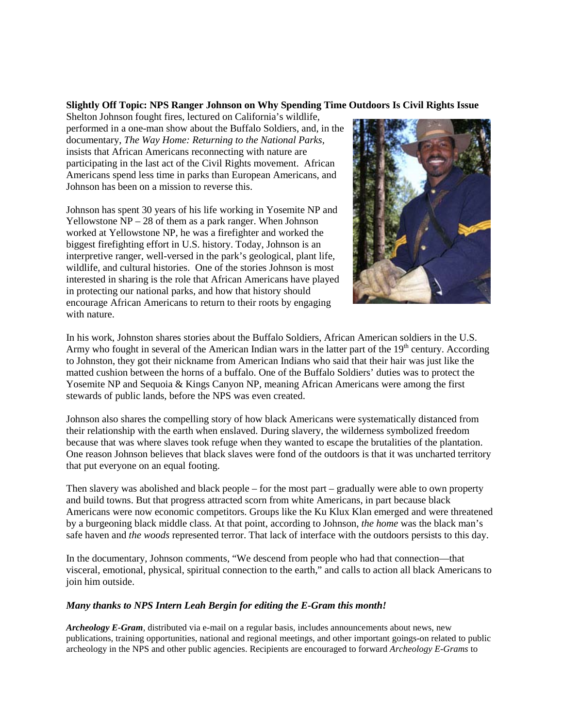**Slightly Off Topic: NPS Ranger Johnson on Why Spending Time Outdoors Is Civil Rights Issue**

Shelton Johnson fought fires, lectured on California's wildlife, performed in a one-man show about the Buffalo Soldiers, and, in the documentary, *The Way Home: Returning to the National Parks*, insists that African Americans reconnecting with nature are participating in the last act of the Civil Rights movement. African Americans spend less time in parks than European Americans, and Johnson has been on a mission to reverse this.

Johnson has spent 30 years of his life working in Yosemite NP and Yellowstone NP – 28 of them as a park ranger. When Johnson worked at Yellowstone NP, he was a firefighter and worked the biggest firefighting effort in U.S. history. Today, Johnson is an interpretive ranger, well-versed in the park's geological, plant life, wildlife, and cultural histories. One of the stories Johnson is most interested in sharing is the role that African Americans have played in protecting our national parks, and how that history should encourage African Americans to return to their roots by engaging with nature.

In his work, Johnston shares stories about the Buffalo Soldiers, African American soldiers in the U.S. Army who fought in several of the American Indian wars in the latter part of the 19th century. According to Johnston, they got their nickname from American Indians who said that their hair was just like the matted cushion between the horns of a buffalo. One of the Buffalo Soldiers' duties was to protect the Yosemite NP and Sequoia & Kings Canyon NP, meaning African Americans were among the first stewards of public lands, before the NPS was even created.

Johnson also shares the compelling story of how black Americans were systematically distanced from their relationship with the earth when enslaved. During slavery, the wilderness symbolized freedom because that was where slaves took refuge when they wanted to escape the brutalities of the plantation. One reason Johnson believes that black slaves were fond of the outdoors is that it was uncharted territory that put everyone on an equal footing.

Then slavery was abolished and black people – for the most part – gradually were able to own property and build towns. But that progress attracted scorn from white Americans, in part because black Americans were now economic competitors. Groups like the Ku Klux Klan emerged and were threatened by a burgeoning black middle class. At that point, according to Johnson, *the home* was the black man's safe haven and *the woods* represented terror. That lack of interface with the outdoors persists to this day.

In the documentary, Johnson comments, "We descend from people who had that connection—that visceral, emotional, physical, spiritual connection to the earth," and calls to action all black Americans to join him outside.

***Many thanks to NPS Intern Leah Bergin for editing the E-Gram this month!***

***Archeology E-Gram***, distributed via e-mail on a regular basis, includes announcements about news, new publications, training opportunities, national and regional meetings, and other important goings-on related to public archeology in the NPS and other public agencies. Recipients are encouraged to forward *Archeology E-Grams* to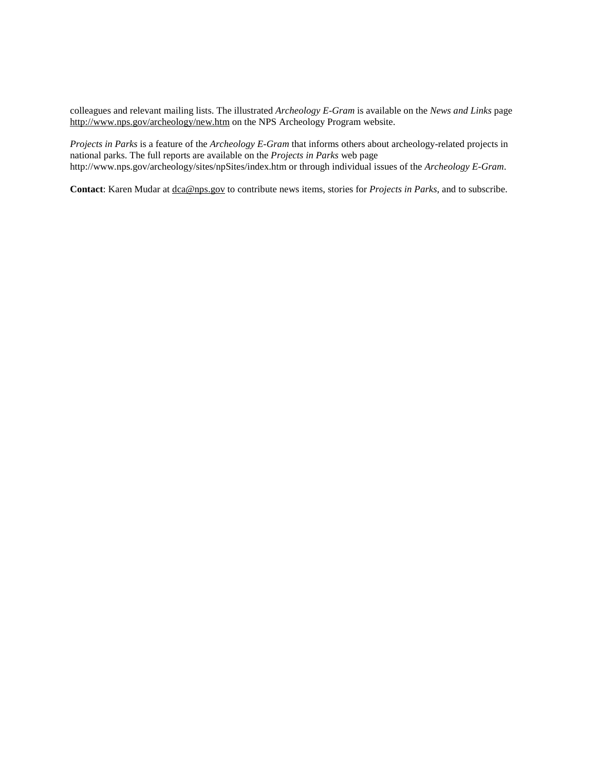colleagues and relevant mailing lists. The illustrated *Archeology E-Gram* is available on the *News and Links* page http://www.nps.gov/archeology/new.htm on the NPS Archeology Program website.

*Projects in Parks* is a feature of the *Archeology E-Gram* that informs others about archeology-related projects in national parks. The full reports are available on the *Projects in Parks* web page http://www.nps.gov/archeology/sites/npSites/index.htm or through individual issues of the *Archeology E-Gram*.

**Contact**: Karen Mudar at dca@nps.gov to contribute news items, stories for *Projects in Parks*, and to subscribe.